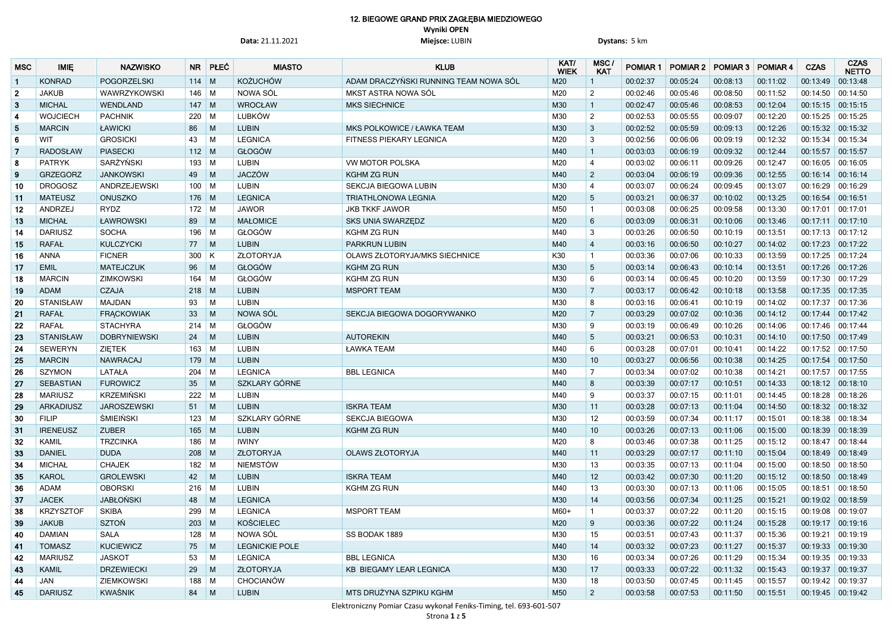# 12. BIEGOWE GRAND PRIX ZAGŁĘBIA MIEDZIOWEGO

**Wyniki OPEN**

**Data:** 21.11.2021 **Miejsce:** LUBIN **Dystans:** 5 km

| MSC | IMIĘ | NAZWISKO | NR | PŁEĆ | MIASTO | KLUB | KAT/ WIEK | MSC / KAT | POMIAR 1 | POMIAR 2 | POMIAR 3 | POMIAR 4 | CZAS | CZAS NETTO |
|---|---|---|---|---|---|---|---|---|---|---|---|---|---|---|
| 1 | KONRAD | POGORZELSKI | 114 | M | KOŻUCHÓW | ADAM DRACZYŃSKI RUNNING TEAM NOWA SÓL | M20 | 1 | 00:02:37 | 00:05:24 | 00:08:13 | 00:11:02 | 00:13:49 | 00:13:48 |
| 2 | JAKUB | WAWRZYKOWSKI | 146 | M | NOWA SÓL | MKST ASTRA NOWA SÓL | M20 | 2 | 00:02:46 | 00:05:46 | 00:08:50 | 00:11:52 | 00:14:50 | 00:14:50 |
| 3 | MICHAL | WENDLAND | 147 | M | WROCŁAW | MKS SIECHNICE | M30 | 1 | 00:02:47 | 00:05:46 | 00:08:53 | 00:12:04 | 00:15:15 | 00:15:15 |
| 4 | WOJCIECH | PACHNIK | 220 | M | LUBKÓW | | M30 | 2 | 00:02:53 | 00:05:55 | 00:09:07 | 00:12:20 | 00:15:25 | 00:15:25 |
| 5 | MARCIN | ŁAWICKI | 86 | M | LUBIN | MKS POLKOWICE / ŁAWKA TEAM | M30 | 3 | 00:02:52 | 00:05:59 | 00:09:13 | 00:12:26 | 00:15:32 | 00:15:32 |
| 6 | WIT | GROSICKI | 43 | M | LEGNICA | FITNESS PIEKARY LEGNICA | M20 | 3 | 00:02:56 | 00:06:06 | 00:09:19 | 00:12:32 | 00:15:34 | 00:15:34 |
| 7 | RADOSŁAW | PIASECKI | 112 | M | GŁOGÓW | | M40 | 1 | 00:03:03 | 00:06:19 | 00:09:32 | 00:12:44 | 00:15:57 | 00:15:57 |
| 8 | PATRYK | SARŻYŃSKI | 193 | M | LUBIN | VW MOTOR POLSKA | M20 | 4 | 00:03:02 | 00:06:11 | 00:09:26 | 00:12:47 | 00:16:05 | 00:16:05 |
| 9 | GRZEGORZ | JANKOWSKI | 49 | M | JACZÓW | KGHM ZG RUN | M40 | 2 | 00:03:04 | 00:06:19 | 00:09:36 | 00:12:55 | 00:16:14 | 00:16:14 |
| 10 | DROGOSZ | ANDRZEJEWSKI | 100 | M | LUBIN | SEKCJA BIEGOWA LUBIN | M30 | 4 | 00:03:07 | 00:06:24 | 00:09:45 | 00:13:07 | 00:16:29 | 00:16:29 |
| 11 | MATEUSZ | ONUSZKO | 176 | M | LEGNICA | TRIATHLONOWA LEGNIA | M20 | 5 | 00:03:21 | 00:06:37 | 00:10:02 | 00:13:25 | 00:16:54 | 00:16:51 |
| 12 | ANDRZEJ | RYDZ | 172 | M | JAWOR | JKB TKKF JAWOR | M50 | 1 | 00:03:08 | 00:06:25 | 00:09:58 | 00:13:30 | 00:17:01 | 00:17:01 |
| 13 | MICHAŁ | ŁAWROWSKI | 89 | M | MAŁOMICE | SKS UNIA SWARZĘDZ | M20 | 6 | 00:03:09 | 00:06:31 | 00:10:06 | 00:13:46 | 00:17:11 | 00:17:10 |
| 14 | DARIUSZ | SOCHA | 196 | M | GŁOGÓW | KGHM ZG RUN | M40 | 3 | 00:03:26 | 00:06:50 | 00:10:19 | 00:13:51 | 00:17:13 | 00:17:12 |
| 15 | RAFAŁ | KULCZYCKI | 77 | M | LUBIN | PARKRUN LUBIN | M40 | 4 | 00:03:16 | 00:06:50 | 00:10:27 | 00:14:02 | 00:17:23 | 00:17:22 |
| 16 | ANNA | FICNER | 300 | K | ZŁOTORYJA | OLAWS ZŁOTORYJA/MKS SIECHNICE | K30 | 1 | 00:03:36 | 00:07:06 | 00:10:33 | 00:13:59 | 00:17:25 | 00:17:24 |
| 17 | EMIL | MATEJCZUK | 96 | M | GŁOGÓW | KGHM ZG RUN | M30 | 5 | 00:03:14 | 00:06:43 | 00:10:14 | 00:13:51 | 00:17:26 | 00:17:26 |
| 18 | MARCIN | ZIMKOWSKI | 164 | M | GŁOGÓW | KGHM ZG RUN | M30 | 6 | 00:03:14 | 00:06:45 | 00:10:20 | 00:13:59 | 00:17:30 | 00:17:29 |
| 19 | ADAM | CZAJA | 218 | M | LUBIN | MSPORT TEAM | M30 | 7 | 00:03:17 | 00:06:42 | 00:10:18 | 00:13:58 | 00:17:35 | 00:17:35 |
| 20 | STANISŁAW | MAJDAN | 93 | M | LUBIN | | M30 | 8 | 00:03:16 | 00:06:41 | 00:10:19 | 00:14:02 | 00:17:37 | 00:17:36 |
| 21 | RAFAŁ | FRĄCKOWIAK | 33 | M | NOWA SÓL | SEKCJA BIEGOWA DOGORYWANKO | M20 | 7 | 00:03:29 | 00:07:02 | 00:10:36 | 00:14:12 | 00:17:44 | 00:17:42 |
| 22 | RAFAŁ | STACHYRA | 214 | M | GŁOGÓW | | M30 | 9 | 00:03:19 | 00:06:49 | 00:10:26 | 00:14:06 | 00:17:46 | 00:17:44 |
| 23 | STANISŁAW | DOBRYNIEWSKI | 24 | M | LUBIN | AUTOREKIN | M40 | 5 | 00:03:21 | 00:06:53 | 00:10:31 | 00:14:10 | 00:17:50 | 00:17:49 |
| 24 | SEWERYN | ZIĘTEK | 163 | M | LUBIN | ŁAWKA TEAM | M40 | 6 | 00:03:28 | 00:07:01 | 00:10:41 | 00:14:22 | 00:17:52 | 00:17:50 |
| 25 | MARCIN | NAWRACAJ | 179 | M | LUBIN | | M30 | 10 | 00:03:27 | 00:06:56 | 00:10:38 | 00:14:25 | 00:17:54 | 00:17:50 |
| 26 | SZYMON | LATAŁA | 204 | M | LEGNICA | BBL LEGNICA | M40 | 7 | 00:03:34 | 00:07:02 | 00:10:38 | 00:14:21 | 00:17:57 | 00:17:55 |
| 27 | SEBASTIAN | FUROWICZ | 35 | M | SZKLARY GÓRNE | | M40 | 8 | 00:03:39 | 00:07:17 | 00:10:51 | 00:14:33 | 00:18:12 | 00:18:10 |
| 28 | MARIUSZ | KRZEMIŃSKI | 222 | M | LUBIN | | M40 | 9 | 00:03:37 | 00:07:15 | 00:11:01 | 00:14:45 | 00:18:28 | 00:18:26 |
| 29 | ARKADIUSZ | JAROSZEWSKI | 51 | M | LUBIN | ISKRA TEAM | M30 | 11 | 00:03:28 | 00:07:13 | 00:11:04 | 00:14:50 | 00:18:32 | 00:18:32 |
| 30 | FILIP | ŚMIEIŃSKI | 123 | M | SZKLARY GÓRNE | SEKCJA BIEGOWA | M30 | 12 | 00:03:59 | 00:07:34 | 00:11:17 | 00:15:01 | 00:18:38 | 00:18:34 |
| 31 | IRENEUSZ | ZUBER | 165 | M | LUBIN | KGHM ZG RUN | M40 | 10 | 00:03:26 | 00:07:13 | 00:11:06 | 00:15:00 | 00:18:39 | 00:18:39 |
| 32 | KAMIL | TRZCINKA | 186 | M | IWINY | | M20 | 8 | 00:03:46 | 00:07:38 | 00:11:25 | 00:15:12 | 00:18:47 | 00:18:44 |
| 33 | DANIEL | DUDA | 208 | M | ZŁOTORYJA | OLAWS ZŁOTORYJA | M40 | 11 | 00:03:29 | 00:07:17 | 00:11:10 | 00:15:04 | 00:18:49 | 00:18:49 |
| 34 | MICHAŁ | CHAJEK | 182 | M | NIEMSTÓW | | M30 | 13 | 00:03:35 | 00:07:13 | 00:11:04 | 00:15:00 | 00:18:50 | 00:18:50 |
| 35 | KAROL | GROLEWSKI | 42 | M | LUBIN | ISKRA TEAM | M40 | 12 | 00:03:42 | 00:07:30 | 00:11:20 | 00:15:12 | 00:18:50 | 00:18:49 |
| 36 | ADAM | OBORSKI | 216 | M | LUBIN | KGHM ZG RUN | M40 | 13 | 00:03:30 | 00:07:13 | 00:11:06 | 00:15:05 | 00:18:51 | 00:18:50 |
| 37 | JACEK | JABŁOŃSKI | 48 | M | LEGNICA | | M30 | 14 | 00:03:56 | 00:07:34 | 00:11:25 | 00:15:21 | 00:19:02 | 00:18:59 |
| 38 | KRZYSZTOF | SKIBA | 299 | M | LEGNICA | MSPORT TEAM | M60+ | 1 | 00:03:37 | 00:07:22 | 00:11:20 | 00:15:15 | 00:19:08 | 00:19:07 |
| 39 | JAKUB | SZTOŃ | 203 | M | KOŚCIELEC | | M20 | 9 | 00:03:36 | 00:07:22 | 00:11:24 | 00:15:28 | 00:19:17 | 00:19:16 |
| 40 | DAMIAN | SALA | 128 | M | NOWA SÓL | SS BODAK 1889 | M30 | 15 | 00:03:51 | 00:07:43 | 00:11:37 | 00:15:36 | 00:19:21 | 00:19:19 |
| 41 | TOMASZ | KUCIEWICZ | 75 | M | LEGNICKIE POLE | | M40 | 14 | 00:03:32 | 00:07:23 | 00:11:27 | 00:15:37 | 00:19:33 | 00:19:30 |
| 42 | MARIUSZ | JASKOT | 53 | M | LEGNICA | BBL LEGNICA | M30 | 16 | 00:03:34 | 00:07:26 | 00:11:29 | 00:15:34 | 00:19:35 | 00:19:33 |
| 43 | KAMIL | DRZEWIECKI | 29 | M | ZŁOTORYJA | KB BIEGAMY LEAR LEGNICA | M30 | 17 | 00:03:33 | 00:07:22 | 00:11:32 | 00:15:43 | 00:19:37 | 00:19:37 |
| 44 | JAN | ZIEMKOWSKI | 188 | M | CHOCIANÓW | | M30 | 18 | 00:03:50 | 00:07:45 | 00:11:45 | 00:15:57 | 00:19:42 | 00:19:37 |
| 45 | DARIUSZ | KWAŚNIK | 84 | M | LUBIN | MTS DRUŻYNA SZPIKU KGHM | M50 | 2 | 00:03:58 | 00:07:53 | 00:11:50 | 00:15:51 | 00:19:45 | 00:19:42 |

Elektroniczny Pomiar Czasu wykonał Feniks-Timing, tel. 693-601-507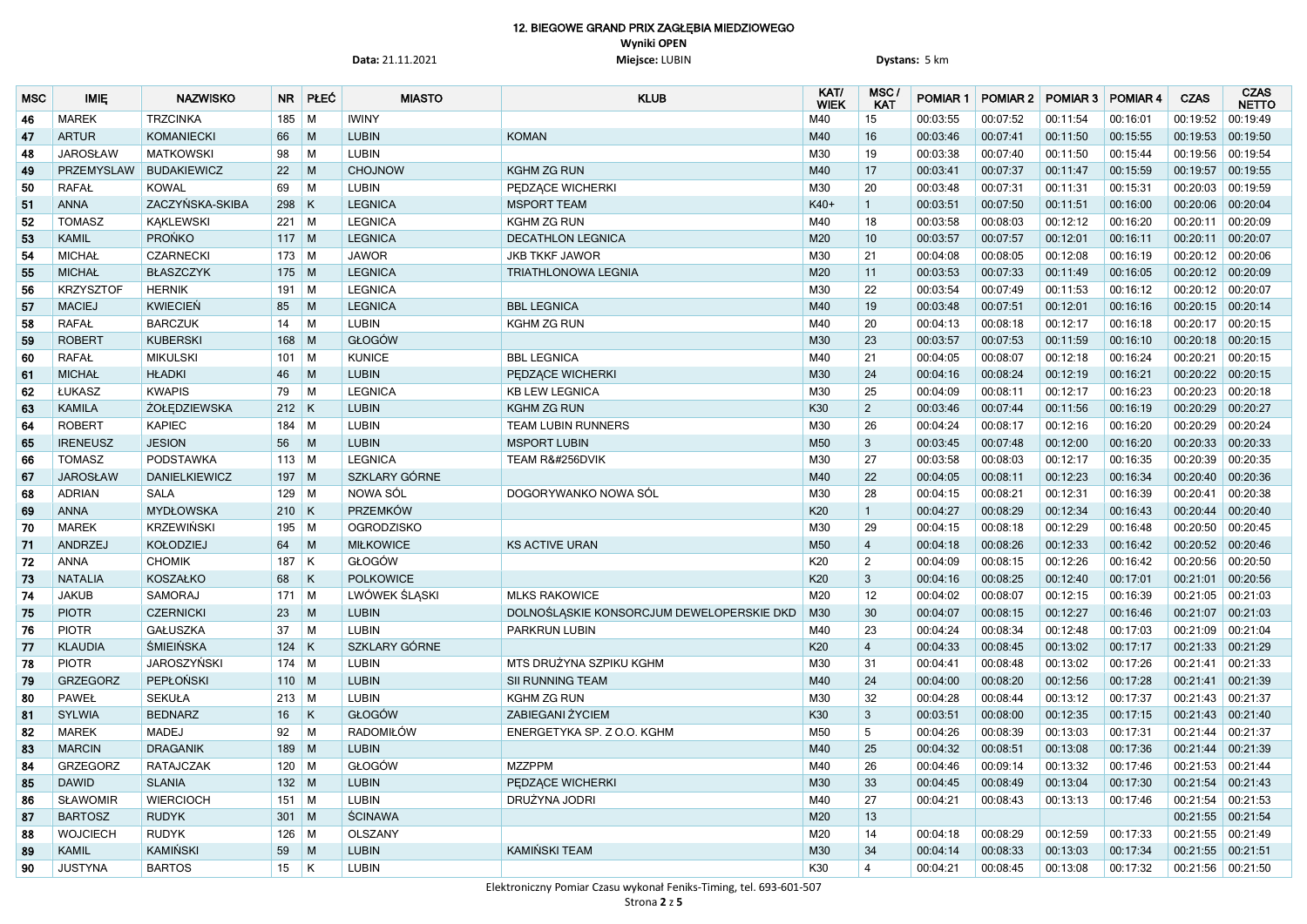# 12. BIEGOWE GRAND PRIX ZAGŁĘBIA MIEDZIOWEGO

**Wyniki OPEN**

**Data:** 21.11.2021 **Miejsce:** LUBIN **Dystans:** 5 km

| MSC | IMIĘ | NAZWISKO | NR | PŁEĆ | MIASTO | KLUB | KAT/ WIEK | MSC / KAT | POMIAR 1 | POMIAR 2 | POMIAR 3 | POMIAR 4 | CZAS | CZAS NETTO |
|---|---|---|---|---|---|---|---|---|---|---|---|---|---|---|
| 46 | MAREK | TRZCINKA | 185 | M | IWINY | | M40 | 15 | 00:03:55 | 00:07:52 | 00:11:54 | 00:16:01 | 00:19:52 | 00:19:49 |
| 47 | ARTUR | KOMANIECKI | 66 | M | LUBIN | KOMAN | M40 | 16 | 00:03:46 | 00:07:41 | 00:11:50 | 00:15:55 | 00:19:53 | 00:19:50 |
| 48 | JAROSŁAW | MATKOWSKI | 98 | M | LUBIN | | M30 | 19 | 00:03:38 | 00:07:40 | 00:11:50 | 00:15:44 | 00:19:56 | 00:19:54 |
| 49 | PRZEMYSLAW | BUDAKIEWICZ | 22 | M | CHOJNOW | KGHM ZG RUN | M40 | 17 | 00:03:41 | 00:07:37 | 00:11:47 | 00:15:59 | 00:19:57 | 00:19:55 |
| 50 | RAFAŁ | KOWAL | 69 | M | LUBIN | PĘDZĄCE WICHERKI | M30 | 20 | 00:03:48 | 00:07:31 | 00:11:31 | 00:15:31 | 00:20:03 | 00:19:59 |
| 51 | ANNA | ZACZYŃSKA-SKIBA | 298 | K | LEGNICA | MSPORT TEAM | K40+ | 1 | 00:03:51 | 00:07:50 | 00:11:51 | 00:16:00 | 00:20:06 | 00:20:04 |
| 52 | TOMASZ | KĄKLEWSKI | 221 | M | LEGNICA | KGHM ZG RUN | M40 | 18 | 00:03:58 | 00:08:03 | 00:12:12 | 00:16:20 | 00:20:11 | 00:20:09 |
| 53 | KAMIL | PROŃKO | 117 | M | LEGNICA | DECATHLON LEGNICA | M20 | 10 | 00:03:57 | 00:07:57 | 00:12:01 | 00:16:11 | 00:20:11 | 00:20:07 |
| 54 | MICHAŁ | CZARNECKI | 173 | M | JAWOR | JKB TKKF JAWOR | M30 | 21 | 00:04:08 | 00:08:05 | 00:12:08 | 00:16:19 | 00:20:12 | 00:20:06 |
| 55 | MICHAŁ | BŁASZCZYK | 175 | M | LEGNICA | TRIATHLONOWA LEGNIA | M20 | 11 | 00:03:53 | 00:07:33 | 00:11:49 | 00:16:05 | 00:20:12 | 00:20:09 |
| 56 | KRZYSZTOF | HERNIK | 191 | M | LEGNICA | | M30 | 22 | 00:03:54 | 00:07:49 | 00:11:53 | 00:16:12 | 00:20:12 | 00:20:07 |
| 57 | MACIEJ | KWIECIEŃ | 85 | M | LEGNICA | BBL LEGNICA | M40 | 19 | 00:03:48 | 00:07:51 | 00:12:01 | 00:16:16 | 00:20:15 | 00:20:14 |
| 58 | RAFAŁ | BARCZUK | 14 | M | LUBIN | KGHM ZG RUN | M40 | 20 | 00:04:13 | 00:08:18 | 00:12:17 | 00:16:18 | 00:20:17 | 00:20:15 |
| 59 | ROBERT | KUBERSKI | 168 | M | GŁOGÓW | | M30 | 23 | 00:03:57 | 00:07:53 | 00:11:59 | 00:16:10 | 00:20:18 | 00:20:15 |
| 60 | RAFAŁ | MIKULSKI | 101 | M | KUNICE | BBL LEGNICA | M40 | 21 | 00:04:05 | 00:08:07 | 00:12:18 | 00:16:24 | 00:20:21 | 00:20:15 |
| 61 | MICHAŁ | HŁADKI | 46 | M | LUBIN | PĘDZĄCE WICHERKI | M30 | 24 | 00:04:16 | 00:08:24 | 00:12:19 | 00:16:21 | 00:20:22 | 00:20:15 |
| 62 | ŁUKASZ | KWAPIS | 79 | M | LEGNICA | KB LEW LEGNICA | M30 | 25 | 00:04:09 | 00:08:11 | 00:12:17 | 00:16:23 | 00:20:23 | 00:20:18 |
| 63 | KAMILA | ŻOŁĘDZIEWSKA | 212 | K | LUBIN | KGHM ZG RUN | K30 | 2 | 00:03:46 | 00:07:44 | 00:11:56 | 00:16:19 | 00:20:29 | 00:20:27 |
| 64 | ROBERT | KAPIEC | 184 | M | LUBIN | TEAM LUBIN RUNNERS | M30 | 26 | 00:04:24 | 00:08:17 | 00:12:16 | 00:16:20 | 00:20:29 | 00:20:24 |
| 65 | IRENEUSZ | JESION | 56 | M | LUBIN | MSPORT LUBIN | M50 | 3 | 00:03:45 | 00:07:48 | 00:12:00 | 00:16:20 | 00:20:33 | 00:20:33 |
| 66 | TOMASZ | PODSTAWKA | 113 | M | LEGNICA | TEAM R&#256DVIK | M30 | 27 | 00:03:58 | 00:08:03 | 00:12:17 | 00:16:35 | 00:20:39 | 00:20:35 |
| 67 | JAROSŁAW | DANIELKIEWICZ | 197 | M | SZKLARY GÓRNE | | M40 | 22 | 00:04:05 | 00:08:11 | 00:12:23 | 00:16:34 | 00:20:40 | 00:20:36 |
| 68 | ADRIAN | SALA | 129 | M | NOWA SÓL | DOGORYWANKO NOWA SÓL | M30 | 28 | 00:04:15 | 00:08:21 | 00:12:31 | 00:16:39 | 00:20:41 | 00:20:38 |
| 69 | ANNA | MYDŁOWSKA | 210 | K | PRZEMKÓW | | K20 | 1 | 00:04:27 | 00:08:29 | 00:12:34 | 00:16:43 | 00:20:44 | 00:20:40 |
| 70 | MAREK | KRZEWIŃSKI | 195 | M | OGRODZISKO | | M30 | 29 | 00:04:15 | 00:08:18 | 00:12:29 | 00:16:48 | 00:20:50 | 00:20:45 |
| 71 | ANDRZEJ | KOŁODZIEJ | 64 | M | MIŁKOWICE | KS ACTIVE URAN | M50 | 4 | 00:04:18 | 00:08:26 | 00:12:33 | 00:16:42 | 00:20:52 | 00:20:46 |
| 72 | ANNA | CHOMIK | 187 | K | GŁOGÓW | | K20 | 2 | 00:04:09 | 00:08:15 | 00:12:26 | 00:16:42 | 00:20:56 | 00:20:50 |
| 73 | NATALIA | KOSZAŁKO | 68 | K | POLKOWICE | | K20 | 3 | 00:04:16 | 00:08:25 | 00:12:40 | 00:17:01 | 00:21:01 | 00:20:56 |
| 74 | JAKUB | SAMORAJ | 171 | M | LWÓWEK ŚLĄSKI | MLKS RAKOWICE | M20 | 12 | 00:04:02 | 00:08:07 | 00:12:15 | 00:16:39 | 00:21:05 | 00:21:03 |
| 75 | PIOTR | CZERNICKI | 23 | M | LUBIN | DOLNOŚLĄSKIE KONSORCJUM DEWELOPERSKIE DKD | M30 | 30 | 00:04:07 | 00:08:15 | 00:12:27 | 00:16:46 | 00:21:07 | 00:21:03 |
| 76 | PIOTR | GAŁUSZKA | 37 | M | LUBIN | PARKRUN LUBIN | M40 | 23 | 00:04:24 | 00:08:34 | 00:12:48 | 00:17:03 | 00:21:09 | 00:21:04 |
| 77 | KLAUDIA | ŚMIEIŃSKA | 124 | K | SZKLARY GÓRNE | | K20 | 4 | 00:04:33 | 00:08:45 | 00:13:02 | 00:17:17 | 00:21:33 | 00:21:29 |
| 78 | PIOTR | JAROSZYŃSKI | 174 | M | LUBIN | MTS DRUŻYNA SZPIKU KGHM | M30 | 31 | 00:04:41 | 00:08:48 | 00:13:02 | 00:17:26 | 00:21:41 | 00:21:33 |
| 79 | GRZEGORZ | PEPŁOŃSKI | 110 | M | LUBIN | SII RUNNING TEAM | M40 | 24 | 00:04:00 | 00:08:20 | 00:12:56 | 00:17:28 | 00:21:41 | 00:21:39 |
| 80 | PAWEŁ | SEKUŁA | 213 | M | LUBIN | KGHM ZG RUN | M30 | 32 | 00:04:28 | 00:08:44 | 00:13:12 | 00:17:37 | 00:21:43 | 00:21:37 |
| 81 | SYLWIA | BEDNARZ | 16 | K | GŁOGÓW | ZABIEGANI ŻYCIEM | K30 | 3 | 00:03:51 | 00:08:00 | 00:12:35 | 00:17:15 | 00:21:43 | 00:21:40 |
| 82 | MAREK | MADEJ | 92 | M | RADOMIŁÓW | ENERGETYKA SP. Z O.O. KGHM | M50 | 5 | 00:04:26 | 00:08:39 | 00:13:03 | 00:17:31 | 00:21:44 | 00:21:37 |
| 83 | MARCIN | DRAGANIK | 189 | M | LUBIN | | M40 | 25 | 00:04:32 | 00:08:51 | 00:13:08 | 00:17:36 | 00:21:44 | 00:21:39 |
| 84 | GRZEGORZ | RATAJCZAK | 120 | M | GŁOGÓW | MZZPPM | M40 | 26 | 00:04:46 | 00:09:14 | 00:13:32 | 00:17:46 | 00:21:53 | 00:21:44 |
| 85 | DAWID | SLANIA | 132 | M | LUBIN | PĘDZĄCE WICHERKI | M30 | 33 | 00:04:45 | 00:08:49 | 00:13:04 | 00:17:30 | 00:21:54 | 00:21:43 |
| 86 | SŁAWOMIR | WIERCIOCH | 151 | M | LUBIN | DRUŻYNA JODRI | M40 | 27 | 00:04:21 | 00:08:43 | 00:13:13 | 00:17:46 | 00:21:54 | 00:21:53 |
| 87 | BARTOSZ | RUDYK | 301 | M | ŚCINAWA | | M20 | 13 | | | | | 00:21:55 | 00:21:54 |
| 88 | WOJCIECH | RUDYK | 126 | M | OLSZANY | | M20 | 14 | 00:04:18 | 00:08:29 | 00:12:59 | 00:17:33 | 00:21:55 | 00:21:49 |
| 89 | KAMIL | KAMIŃSKI | 59 | M | LUBIN | KAMIŃSKI TEAM | M30 | 34 | 00:04:14 | 00:08:33 | 00:13:03 | 00:17:34 | 00:21:55 | 00:21:51 |
| 90 | JUSTYNA | BARTOS | 15 | K | LUBIN | | K30 | 4 | 00:04:21 | 00:08:45 | 00:13:08 | 00:17:32 | 00:21:56 | 00:21:50 |

Elektroniczny Pomiar Czasu wykonał Feniks-Timing, tel. 693-601-507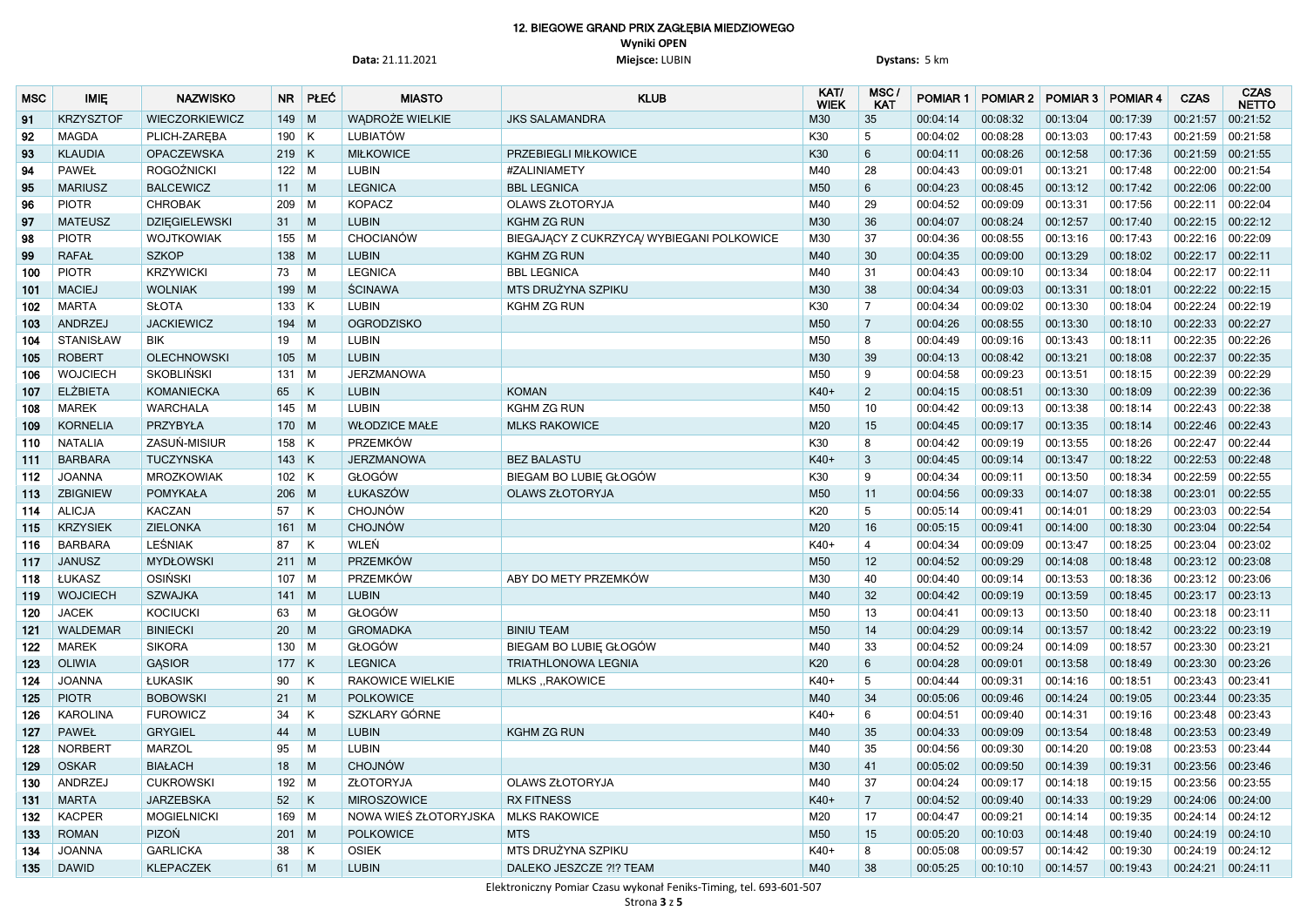# 12. BIEGOWE GRAND PRIX ZAGŁĘBIA MIEDZIOWEGO

**Wyniki OPEN**

**Data:** 21.11.2021 **Miejsce:** LUBIN **Dystans:** 5 km

| MSC | IMIĘ | NAZWISKO | NR | PŁEĆ | MIASTO | KLUB | KAT/ WIEK | MSC / KAT | POMIAR 1 | POMIAR 2 | POMIAR 3 | POMIAR 4 | CZAS | CZAS NETTO |
|---|---|---|---|---|---|---|---|---|---|---|---|---|---|---|
| 91 | KRZYSZTOF | WIECZORKIEWICZ | 149 | M | WĄDROŻE WIELKIE | JKS SALAMANDRA | M30 | 35 | 00:04:14 | 00:08:32 | 00:13:04 | 00:17:39 | 00:21:57 | 00:21:52 |
| 92 | MAGDA | PLICH-ZARĘBA | 190 | K | LUBIATÓW | | K30 | 5 | 00:04:02 | 00:08:28 | 00:13:03 | 00:17:43 | 00:21:59 | 00:21:58 |
| 93 | KLAUDIA | OPACZEWSKA | 219 | K | MIŁKOWICE | PRZEBIEGLI MIŁKOWICE | K30 | 6 | 00:04:11 | 00:08:26 | 00:12:58 | 00:17:36 | 00:21:59 | 00:21:55 |
| 94 | PAWEŁ | ROGOŹNICKI | 122 | M | LUBIN | #ZALINIAMETY | M40 | 28 | 00:04:43 | 00:09:01 | 00:13:21 | 00:17:48 | 00:22:00 | 00:21:54 |
| 95 | MARIUSZ | BALCEWICZ | 11 | M | LEGNICA | BBL LEGNICA | M50 | 6 | 00:04:23 | 00:08:45 | 00:13:12 | 00:17:42 | 00:22:06 | 00:22:00 |
| 96 | PIOTR | CHROBAK | 209 | M | KOPACZ | OLAWS ZŁOTORYJA | M40 | 29 | 00:04:52 | 00:09:09 | 00:13:31 | 00:17:56 | 00:22:11 | 00:22:04 |
| 97 | MATEUSZ | DZIĘGIELEWSKI | 31 | M | LUBIN | KGHM ZG RUN | M30 | 36 | 00:04:07 | 00:08:24 | 00:12:57 | 00:17:40 | 00:22:15 | 00:22:12 |
| 98 | PIOTR | WOJTKOWIAK | 155 | M | CHOCIANÓW | BIEGAJĄCY Z CUKRZYCĄ/ WYBIEGANI POLKOWICE | M30 | 37 | 00:04:36 | 00:08:55 | 00:13:16 | 00:17:43 | 00:22:16 | 00:22:09 |
| 99 | RAFAŁ | SZKOP | 138 | M | LUBIN | KGHM ZG RUN | M40 | 30 | 00:04:35 | 00:09:00 | 00:13:29 | 00:18:02 | 00:22:17 | 00:22:11 |
| 100 | PIOTR | KRZYWICKI | 73 | M | LEGNICA | BBL LEGNICA | M40 | 31 | 00:04:43 | 00:09:10 | 00:13:34 | 00:18:04 | 00:22:17 | 00:22:11 |
| 101 | MACIEJ | WOLNIAK | 199 | M | ŚCINAWA | MTS DRUŻYNA SZPIKU | M30 | 38 | 00:04:34 | 00:09:03 | 00:13:31 | 00:18:01 | 00:22:22 | 00:22:15 |
| 102 | MARTA | SŁOTA | 133 | K | LUBIN | KGHM ZG RUN | K30 | 7 | 00:04:34 | 00:09:02 | 00:13:30 | 00:18:04 | 00:22:24 | 00:22:19 |
| 103 | ANDRZEJ | JACKIEWICZ | 194 | M | OGRODZISKO | | M50 | 7 | 00:04:26 | 00:08:55 | 00:13:30 | 00:18:10 | 00:22:33 | 00:22:27 |
| 104 | STANISŁAW | BIK | 19 | M | LUBIN | | M50 | 8 | 00:04:49 | 00:09:16 | 00:13:43 | 00:18:11 | 00:22:35 | 00:22:26 |
| 105 | ROBERT | OLECHNOWSKI | 105 | M | LUBIN | | M30 | 39 | 00:04:13 | 00:08:42 | 00:13:21 | 00:18:08 | 00:22:37 | 00:22:35 |
| 106 | WOJCIECH | SKOBLIŃSKI | 131 | M | JERZMANOWA | | M50 | 9 | 00:04:58 | 00:09:23 | 00:13:51 | 00:18:15 | 00:22:39 | 00:22:29 |
| 107 | ELŻBIETA | KOMANIECKA | 65 | K | LUBIN | KOMAN | K40+ | 2 | 00:04:15 | 00:08:51 | 00:13:30 | 00:18:09 | 00:22:39 | 00:22:36 |
| 108 | MAREK | WARCHALA | 145 | M | LUBIN | KGHM ZG RUN | M50 | 10 | 00:04:42 | 00:09:13 | 00:13:38 | 00:18:14 | 00:22:43 | 00:22:38 |
| 109 | KORNELIA | PRZYBYŁA | 170 | M | WŁODZICE MAŁE | MLKS RAKOWICE | M20 | 15 | 00:04:45 | 00:09:17 | 00:13:35 | 00:18:14 | 00:22:46 | 00:22:43 |
| 110 | NATALIA | ZASUŃ-MISIUR | 158 | K | PRZEMKÓW | | K30 | 8 | 00:04:42 | 00:09:19 | 00:13:55 | 00:18:26 | 00:22:47 | 00:22:44 |
| 111 | BARBARA | TUCZYNSKA | 143 | K | JERZMANOWA | BEZ BALASTU | K40+ | 3 | 00:04:45 | 00:09:14 | 00:13:47 | 00:18:22 | 00:22:53 | 00:22:48 |
| 112 | JOANNA | MROZKOWIAK | 102 | K | GŁOGÓW | BIEGAM BO LUBIĘ GŁOGÓW | K30 | 9 | 00:04:34 | 00:09:11 | 00:13:50 | 00:18:34 | 00:22:59 | 00:22:55 |
| 113 | ZBIGNIEW | POMYKAŁA | 206 | M | ŁUKASZÓW | OLAWS ZŁOTORYJA | M50 | 11 | 00:04:56 | 00:09:33 | 00:14:07 | 00:18:38 | 00:23:01 | 00:22:55 |
| 114 | ALICJA | KACZAN | 57 | K | CHOJNÓW | | K20 | 5 | 00:05:14 | 00:09:41 | 00:14:01 | 00:18:29 | 00:23:03 | 00:22:54 |
| 115 | KRZYSIEK | ZIELONKA | 161 | M | CHOJNÓW | | M20 | 16 | 00:05:15 | 00:09:41 | 00:14:00 | 00:18:30 | 00:23:04 | 00:22:54 |
| 116 | BARBARA | LEŚNIAK | 87 | K | WLEŃ | | K40+ | 4 | 00:04:34 | 00:09:09 | 00:13:47 | 00:18:25 | 00:23:04 | 00:23:02 |
| 117 | JANUSZ | MYDŁOWSKI | 211 | M | PRZEMKÓW | | M50 | 12 | 00:04:52 | 00:09:29 | 00:14:08 | 00:18:48 | 00:23:12 | 00:23:08 |
| 118 | ŁUKASZ | OSIŃSKI | 107 | M | PRZEMKÓW | ABY DO METY PRZEMKÓW | M30 | 40 | 00:04:40 | 00:09:14 | 00:13:53 | 00:18:36 | 00:23:12 | 00:23:06 |
| 119 | WOJCIECH | SZWAJKA | 141 | M | LUBIN | | M40 | 32 | 00:04:42 | 00:09:19 | 00:13:59 | 00:18:45 | 00:23:17 | 00:23:13 |
| 120 | JACEK | KOCIUCKI | 63 | M | GŁOGÓW | | M50 | 13 | 00:04:41 | 00:09:13 | 00:13:50 | 00:18:40 | 00:23:18 | 00:23:11 |
| 121 | WALDEMAR | BINIECKI | 20 | M | GROMADKA | BINIU TEAM | M50 | 14 | 00:04:29 | 00:09:14 | 00:13:57 | 00:18:42 | 00:23:22 | 00:23:19 |
| 122 | MAREK | SIKORA | 130 | M | GŁOGÓW | BIEGAM BO LUBIĘ GŁOGÓW | M40 | 33 | 00:04:52 | 00:09:24 | 00:14:09 | 00:18:57 | 00:23:30 | 00:23:21 |
| 123 | OLIWIA | GĄSIOR | 177 | K | LEGNICA | TRIATHLONOWA LEGNIA | K20 | 6 | 00:04:28 | 00:09:01 | 00:13:58 | 00:18:49 | 00:23:30 | 00:23:26 |
| 124 | JOANNA | ŁUKASIK | 90 | K | RAKOWICE WIELKIE | MLKS ,,RAKOWICE | K40+ | 5 | 00:04:44 | 00:09:31 | 00:14:16 | 00:18:51 | 00:23:43 | 00:23:41 |
| 125 | PIOTR | BOBOWSKI | 21 | M | POLKOWICE | | M40 | 34 | 00:05:06 | 00:09:46 | 00:14:24 | 00:19:05 | 00:23:44 | 00:23:35 |
| 126 | KAROLINA | FUROWICZ | 34 | K | SZKLARY GÓRNE | | K40+ | 6 | 00:04:51 | 00:09:40 | 00:14:31 | 00:19:16 | 00:23:48 | 00:23:43 |
| 127 | PAWEŁ | GRYGIEL | 44 | M | LUBIN | KGHM ZG RUN | M40 | 35 | 00:04:33 | 00:09:09 | 00:13:54 | 00:18:48 | 00:23:53 | 00:23:49 |
| 128 | NORBERT | MARZOL | 95 | M | LUBIN | | M40 | 35 | 00:04:56 | 00:09:30 | 00:14:20 | 00:19:08 | 00:23:53 | 00:23:44 |
| 129 | OSKAR | BIAŁACH | 18 | M | CHOJNÓW | | M30 | 41 | 00:05:02 | 00:09:50 | 00:14:39 | 00:19:31 | 00:23:56 | 00:23:46 |
| 130 | ANDRZEJ | CUKROWSKI | 192 | M | ZŁOTORYJA | OLAWS ZŁOTORYJA | M40 | 37 | 00:04:24 | 00:09:17 | 00:14:18 | 00:19:15 | 00:23:56 | 00:23:55 |
| 131 | MARTA | JARZEBSKA | 52 | K | MIROSZOWICE | RX FITNESS | K40+ | 7 | 00:04:52 | 00:09:40 | 00:14:33 | 00:19:29 | 00:24:06 | 00:24:00 |
| 132 | KACPER | MOGIELNICKI | 169 | M | NOWA WIEŚ ZŁOTORYJSKA | MLKS RAKOWICE | M20 | 17 | 00:04:47 | 00:09:21 | 00:14:14 | 00:19:35 | 00:24:14 | 00:24:12 |
| 133 | ROMAN | PIZOŃ | 201 | M | POLKOWICE | MTS | M50 | 15 | 00:05:20 | 00:10:03 | 00:14:48 | 00:19:40 | 00:24:19 | 00:24:10 |
| 134 | JOANNA | GARLICKA | 38 | K | OSIEK | MTS DRUŻYNA SZPIKU | K40+ | 8 | 00:05:08 | 00:09:57 | 00:14:42 | 00:19:30 | 00:24:19 | 00:24:12 |
| 135 | DAWID | KLEPACZEK | 61 | M | LUBIN | DALEKO JESZCZE ?!? TEAM | M40 | 38 | 00:05:25 | 00:10:10 | 00:14:57 | 00:19:43 | 00:24:21 | 00:24:11 |

Elektroniczny Pomiar Czasu wykonał Feniks-Timing, tel. 693-601-507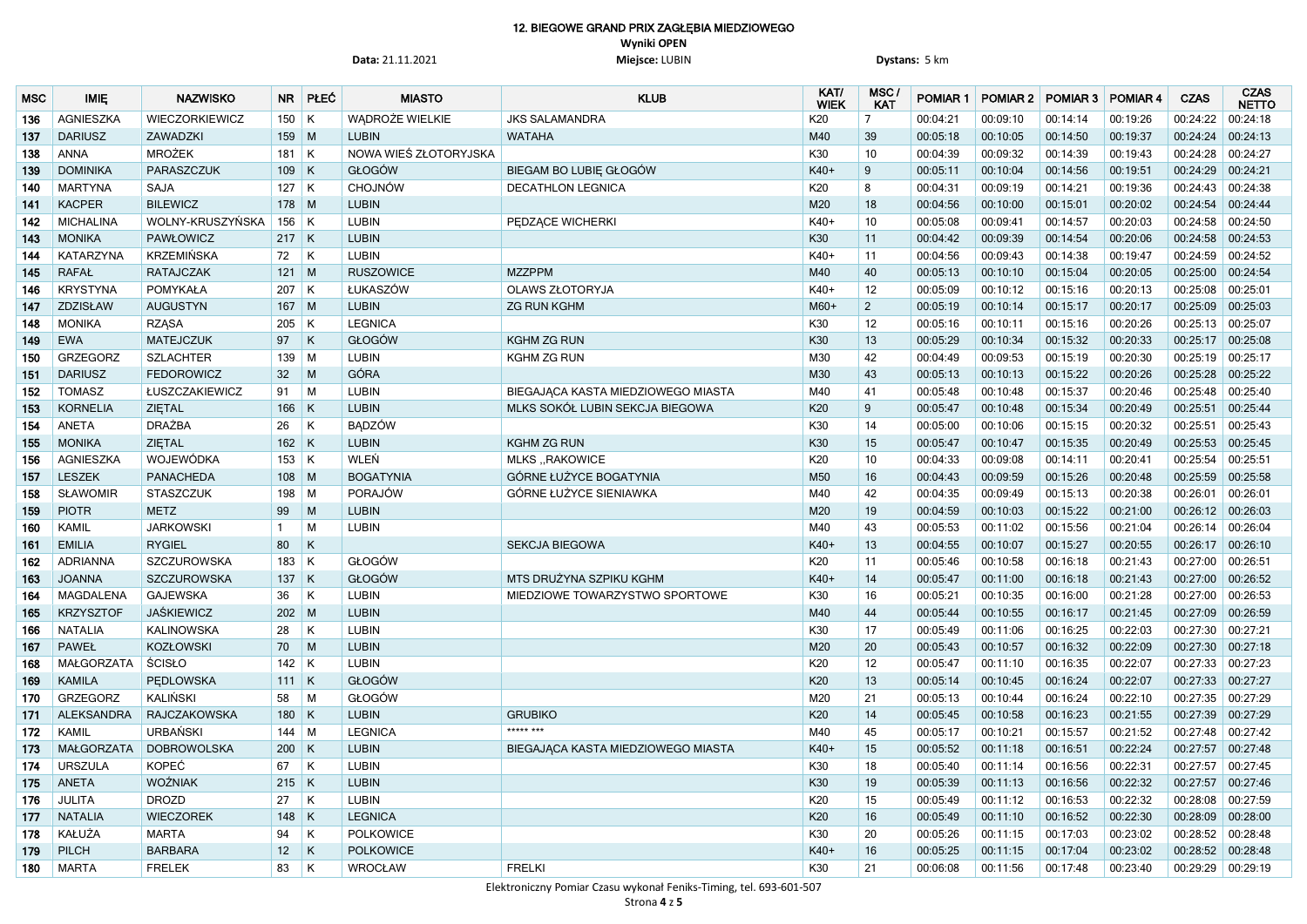# 12. BIEGOWE GRAND PRIX ZAGŁĘBIA MIEDZIOWEGO

**Wyniki OPEN**

**Data:** 21.11.2021 **Miejsce:** LUBIN **Dystans:** 5 km

| MSC | IMIĘ | NAZWISKO | NR | PŁEĆ | MIASTO | KLUB | KAT/ WIEK | MSC / KAT | POMIAR 1 | POMIAR 2 | POMIAR 3 | POMIAR 4 | CZAS | CZAS NETTO |
|---|---|---|---|---|---|---|---|---|---|---|---|---|---|---|
| 136 | AGNIESZKA | WIECZORKIEWICZ | 150 | K | WĄDROŻE WIELKIE | JKS SALAMANDRA | K20 | 7 | 00:04:21 | 00:09:10 | 00:14:14 | 00:19:26 | 00:24:22 | 00:24:18 |
| 137 | DARIUSZ | ZAWADZKI | 159 | M | LUBIN | WATAHA | M40 | 39 | 00:05:18 | 00:10:05 | 00:14:50 | 00:19:37 | 00:24:24 | 00:24:13 |
| 138 | ANNA | MROŻEK | 181 | K | NOWA WIEŚ ZŁOTORYJSKA | | K30 | 10 | 00:04:39 | 00:09:32 | 00:14:39 | 00:19:43 | 00:24:28 | 00:24:27 |
| 139 | DOMINIKA | PARASZCZUK | 109 | K | GŁOGÓW | BIEGAM BO LUBIĘ GŁOGÓW | K40+ | 9 | 00:05:11 | 00:10:04 | 00:14:56 | 00:19:51 | 00:24:29 | 00:24:21 |
| 140 | MARTYNA | SAJA | 127 | K | CHOJNÓW | DECATHLON LEGNICA | K20 | 8 | 00:04:31 | 00:09:19 | 00:14:21 | 00:19:36 | 00:24:43 | 00:24:38 |
| 141 | KACPER | BILEWICZ | 178 | M | LUBIN | | M20 | 18 | 00:04:56 | 00:10:00 | 00:15:01 | 00:20:02 | 00:24:54 | 00:24:44 |
| 142 | MICHALINA | WOLNY-KRUSZYŃSKA | 156 | K | LUBIN | PĘDZĄCE WICHERKI | K40+ | 10 | 00:05:08 | 00:09:41 | 00:14:57 | 00:20:03 | 00:24:58 | 00:24:50 |
| 143 | MONIKA | PAWŁOWICZ | 217 | K | LUBIN | | K30 | 11 | 00:04:42 | 00:09:39 | 00:14:54 | 00:20:06 | 00:24:58 | 00:24:53 |
| 144 | KATARZYNA | KRZEMIŃSKA | 72 | K | LUBIN | | K40+ | 11 | 00:04:56 | 00:09:43 | 00:14:38 | 00:19:47 | 00:24:59 | 00:24:52 |
| 145 | RAFAŁ | RATAJCZAK | 121 | M | RUSZOWICE | MZZPPM | M40 | 40 | 00:05:13 | 00:10:10 | 00:15:04 | 00:20:05 | 00:25:00 | 00:24:54 |
| 146 | KRYSTYNA | POMYKAŁA | 207 | K | ŁUKASZÓW | OLAWS ZŁOTORYJA | K40+ | 12 | 00:05:09 | 00:10:12 | 00:15:16 | 00:20:13 | 00:25:08 | 00:25:01 |
| 147 | ZDZISŁAW | AUGUSTYN | 167 | M | LUBIN | ZG RUN KGHM | M60+ | 2 | 00:05:19 | 00:10:14 | 00:15:17 | 00:20:17 | 00:25:09 | 00:25:03 |
| 148 | MONIKA | RZĄSA | 205 | K | LEGNICA | | K30 | 12 | 00:05:16 | 00:10:11 | 00:15:16 | 00:20:26 | 00:25:13 | 00:25:07 |
| 149 | EWA | MATEJCZUK | 97 | K | GŁOGÓW | KGHM ZG RUN | K30 | 13 | 00:05:29 | 00:10:34 | 00:15:32 | 00:20:33 | 00:25:17 | 00:25:08 |
| 150 | GRZEGORZ | SZLACHTER | 139 | M | LUBIN | KGHM ZG RUN | M30 | 42 | 00:04:49 | 00:09:53 | 00:15:19 | 00:20:30 | 00:25:19 | 00:25:17 |
| 151 | DARIUSZ | FEDOROWICZ | 32 | M | GÓRA | | M30 | 43 | 00:05:13 | 00:10:13 | 00:15:22 | 00:20:26 | 00:25:28 | 00:25:22 |
| 152 | TOMASZ | ŁUSZCZAKIEWICZ | 91 | M | LUBIN | BIEGAJĄCA KASTA MIEDZIOWEGO MIASTA | M40 | 41 | 00:05:48 | 00:10:48 | 00:15:37 | 00:20:46 | 00:25:48 | 00:25:40 |
| 153 | KORNELIA | ZIĘTAL | 166 | K | LUBIN | MLKS SOKÓŁ LUBIN SEKCJA BIEGOWA | K20 | 9 | 00:05:47 | 00:10:48 | 00:15:34 | 00:20:49 | 00:25:51 | 00:25:44 |
| 154 | ANETA | DRAŻBA | 26 | K | BĄDZÓW | | K30 | 14 | 00:05:00 | 00:10:06 | 00:15:15 | 00:20:32 | 00:25:51 | 00:25:43 |
| 155 | MONIKA | ZIĘTAL | 162 | K | LUBIN | KGHM ZG RUN | K30 | 15 | 00:05:47 | 00:10:47 | 00:15:35 | 00:20:49 | 00:25:53 | 00:25:45 |
| 156 | AGNIESZKA | WOJEWÓDKA | 153 | K | WLEŃ | MLKS ,,RAKOWICE | K20 | 10 | 00:04:33 | 00:09:08 | 00:14:11 | 00:20:41 | 00:25:54 | 00:25:51 |
| 157 | LESZEK | PANACHEDA | 108 | M | BOGATYNIA | GÓRNE ŁUŻYCE BOGATYNIA | M50 | 16 | 00:04:43 | 00:09:59 | 00:15:26 | 00:20:48 | 00:25:59 | 00:25:58 |
| 158 | SŁAWOMIR | STASZCZUK | 198 | M | PORAJÓW | GÓRNE ŁUŻYCE SIENIAWKA | M40 | 42 | 00:04:35 | 00:09:49 | 00:15:13 | 00:20:38 | 00:26:01 | 00:26:01 |
| 159 | PIOTR | METZ | 99 | M | LUBIN | | M20 | 19 | 00:04:59 | 00:10:03 | 00:15:22 | 00:21:00 | 00:26:12 | 00:26:03 |
| 160 | KAMIL | JARKOWSKI | 1 | M | LUBIN | | M40 | 43 | 00:05:53 | 00:11:02 | 00:15:56 | 00:21:04 | 00:26:14 | 00:26:04 |
| 161 | EMILIA | RYGIEL | 80 | K | | SEKCJA BIEGOWA | K40+ | 13 | 00:04:55 | 00:10:07 | 00:15:27 | 00:20:55 | 00:26:17 | 00:26:10 |
| 162 | ADRIANNA | SZCZUROWSKA | 183 | K | GŁOGÓW | | K20 | 11 | 00:05:46 | 00:10:58 | 00:16:18 | 00:21:43 | 00:27:00 | 00:26:51 |
| 163 | JOANNA | SZCZUROWSKA | 137 | K | GŁOGÓW | MTS DRUŻYNA SZPIKU KGHM | K40+ | 14 | 00:05:47 | 00:11:00 | 00:16:18 | 00:21:43 | 00:27:00 | 00:26:52 |
| 164 | MAGDALENA | GAJEWSKA | 36 | K | LUBIN | MIEDZIOWE TOWARZYSTWO SPORTOWE | K30 | 16 | 00:05:21 | 00:10:35 | 00:16:00 | 00:21:28 | 00:27:00 | 00:26:53 |
| 165 | KRZYSZTOF | JAŚKIEWICZ | 202 | M | LUBIN | | M40 | 44 | 00:05:44 | 00:10:55 | 00:16:17 | 00:21:45 | 00:27:09 | 00:26:59 |
| 166 | NATALIA | KALINOWSKA | 28 | K | LUBIN | | K30 | 17 | 00:05:49 | 00:11:06 | 00:16:25 | 00:22:03 | 00:27:30 | 00:27:21 |
| 167 | PAWEŁ | KOZŁOWSKI | 70 | M | LUBIN | | M20 | 20 | 00:05:43 | 00:10:57 | 00:16:32 | 00:22:09 | 00:27:30 | 00:27:18 |
| 168 | MAŁGORZATA | ŚCISŁO | 142 | K | LUBIN | | K20 | 12 | 00:05:47 | 00:11:10 | 00:16:35 | 00:22:07 | 00:27:33 | 00:27:23 |
| 169 | KAMILA | PĘDLOWSKA | 111 | K | GŁOGÓW | | K20 | 13 | 00:05:14 | 00:10:45 | 00:16:24 | 00:22:07 | 00:27:33 | 00:27:27 |
| 170 | GRZEGORZ | KALIŃSKI | 58 | M | GŁOGÓW | | M20 | 21 | 00:05:13 | 00:10:44 | 00:16:24 | 00:22:10 | 00:27:35 | 00:27:29 |
| 171 | ALEKSANDRA | RAJCZAKOWSKA | 180 | K | LUBIN | GRUBIKO | K20 | 14 | 00:05:45 | 00:10:58 | 00:16:23 | 00:21:55 | 00:27:39 | 00:27:29 |
| 172 | KAMIL | URBAŃSKI | 144 | M | LEGNICA | ***** *** | M40 | 45 | 00:05:17 | 00:10:21 | 00:15:57 | 00:21:52 | 00:27:48 | 00:27:42 |
| 173 | MAŁGORZATA | DOBROWOLSKA | 200 | K | LUBIN | BIEGAJĄCA KASTA MIEDZIOWEGO MIASTA | K40+ | 15 | 00:05:52 | 00:11:18 | 00:16:51 | 00:22:24 | 00:27:57 | 00:27:48 |
| 174 | URSZULA | KOPEĆ | 67 | K | LUBIN | | K30 | 18 | 00:05:40 | 00:11:14 | 00:16:56 | 00:22:31 | 00:27:57 | 00:27:45 |
| 175 | ANETA | WOŹNIAK | 215 | K | LUBIN | | K30 | 19 | 00:05:39 | 00:11:13 | 00:16:56 | 00:22:32 | 00:27:57 | 00:27:46 |
| 176 | JULITA | DROZD | 27 | K | LUBIN | | K20 | 15 | 00:05:49 | 00:11:12 | 00:16:53 | 00:22:32 | 00:28:08 | 00:27:59 |
| 177 | NATALIA | WIECZOREK | 148 | K | LEGNICA | | K20 | 16 | 00:05:49 | 00:11:10 | 00:16:52 | 00:22:30 | 00:28:09 | 00:28:00 |
| 178 | KAŁUŻA | MARTA | 94 | K | POLKOWICE | | K30 | 20 | 00:05:26 | 00:11:15 | 00:17:03 | 00:23:02 | 00:28:52 | 00:28:48 |
| 179 | PILCH | BARBARA | 12 | K | POLKOWICE | | K40+ | 16 | 00:05:25 | 00:11:15 | 00:17:04 | 00:23:02 | 00:28:52 | 00:28:48 |
| 180 | MARTA | FRELEK | 83 | K | WROCŁAW | FRELKI | K30 | 21 | 00:06:08 | 00:11:56 | 00:17:48 | 00:23:40 | 00:29:29 | 00:29:19 |

Elektroniczny Pomiar Czasu wykonał Feniks-Timing, tel. 693-601-507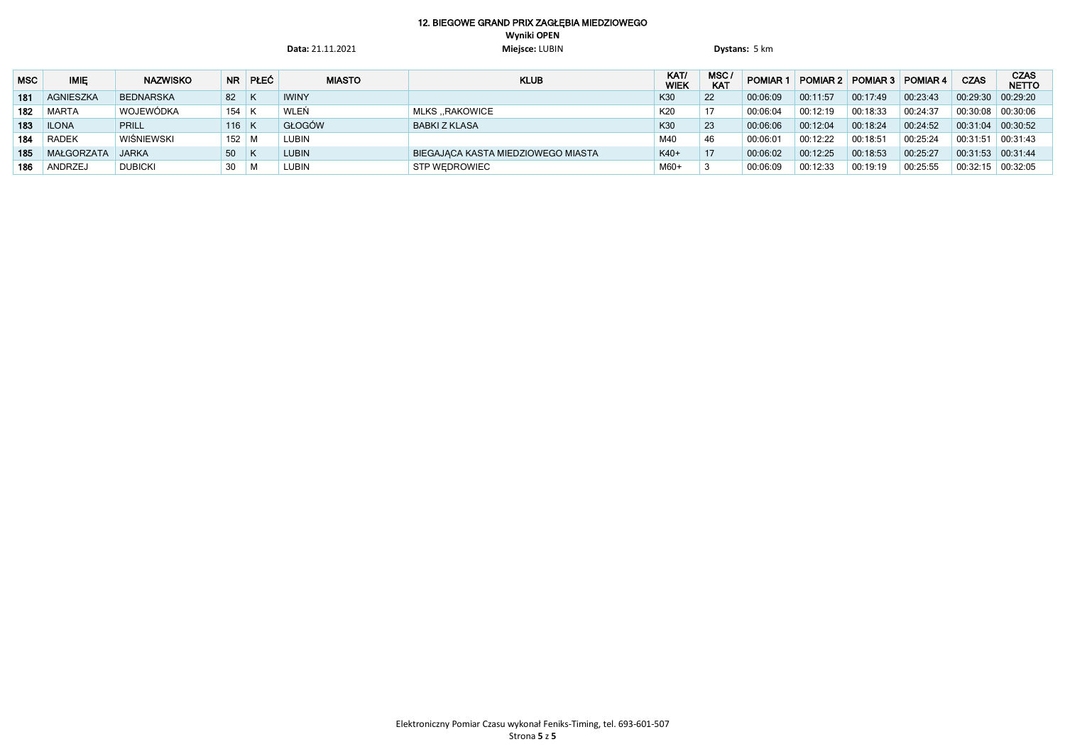# 12. BIEGOWE GRAND PRIX ZAGŁĘBIA MIEDZIOWEGO

**Wyniki OPEN**

**Data:** 21.11.2021 **Miejsce:** LUBIN **Dystans:** 5 km

| MSC | IMIĘ | NAZWISKO | NR | PŁEĆ | MIASTO | KLUB | KAT/ WIEK | MSC / KAT | POMIAR 1 | POMIAR 2 | POMIAR 3 | POMIAR 4 | CZAS | CZAS NETTO |
|---|---|---|---|---|---|---|---|---|---|---|---|---|---|---|
| 181 | AGNIESZKA | BEDNARSKA | 82 | K | IWINY | | K30 | 22 | 00:06:09 | 00:11:57 | 00:17:49 | 00:23:43 | 00:29:30 | 00:29:20 |
| 182 | MARTA | WOJEWÓDKA | 154 | K | WLEŃ | MLKS ,,RAKOWICE | K20 | 17 | 00:06:04 | 00:12:19 | 00:18:33 | 00:24:37 | 00:30:08 | 00:30:06 |
| 183 | ILONA | PRILL | 116 | K | GŁOGÓW | BABKI Z KLASA | K30 | 23 | 00:06:06 | 00:12:04 | 00:18:24 | 00:24:52 | 00:31:04 | 00:30:52 |
| 184 | RADEK | WIŚNIEWSKI | 152 | M | LUBIN | | M40 | 46 | 00:06:01 | 00:12:22 | 00:18:51 | 00:25:24 | 00:31:51 | 00:31:43 |
| 185 | MAŁGORZATA | JARKA | 50 | K | LUBIN | BIEGAJĄCA KASTA MIEDZIOWEGO MIASTA | K40+ | 17 | 00:06:02 | 00:12:25 | 00:18:53 | 00:25:27 | 00:31:53 | 00:31:44 |
| 186 | ANDRZEJ | DUBICKI | 30 | M | LUBIN | STP WĘDROWIEC | M60+ | 3 | 00:06:09 | 00:12:33 | 00:19:19 | 00:25:55 | 00:32:15 | 00:32:05 |

Elektroniczny Pomiar Czasu wykonał Feniks-Timing, tel. 693-601-507